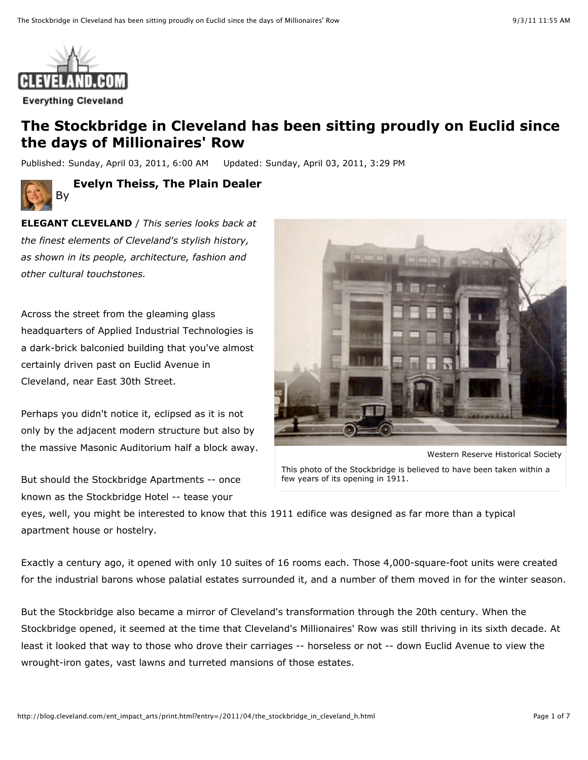# The Stockbridge in Cleveland has been sitting proudly on Euclid since the days of Millionaires' Row

Published: Sunday, April 03, 2011, 6:00 AM Updated: Sunday, April 03, 2011, 3:29 PM

By **Evelyn Theiss, The Plain Dealer**

**ELEGANT CLEVELAND** / *This series looks back at the finest elements of Cleveland's stylish history, as shown in its people, architecture, fashion and other cultural touchstones.*

Western Reserve Historical Society

This photo of the Stockbridge is believed to have been taken within a few years of its opening in 1911.

Across the street from the gleaming glass headquarters of Applied Industrial Technologies is a dark-brick balconied building that you've almost certainly driven past on Euclid Avenue in Cleveland, near East 30th Street.

Perhaps you didn't notice it, eclipsed as it is not only by the adjacent modern structure but also by the massive Masonic Auditorium half a block away.

But should the Stockbridge Apartments -- once known as the Stockbridge Hotel -- tease your eyes, well, you might be interested to know that this 1911 edifice was designed as far more than a typical apartment house or hostelry.

Exactly a century ago, it opened with only 10 suites of 16 rooms each. Those 4,000-square-foot units were created for the industrial barons whose palatial estates surrounded it, and a number of them moved in for the winter season.

But the Stockbridge also became a mirror of Cleveland's transformation through the 20th century. When the Stockbridge opened, it seemed at the time that Cleveland's Millionaires' Row was still thriving in its sixth decade. At least it looked that way to those who drove their carriages -- horseless or not -- down Euclid Avenue to view the wrought-iron gates, vast lawns and turreted mansions of those estates.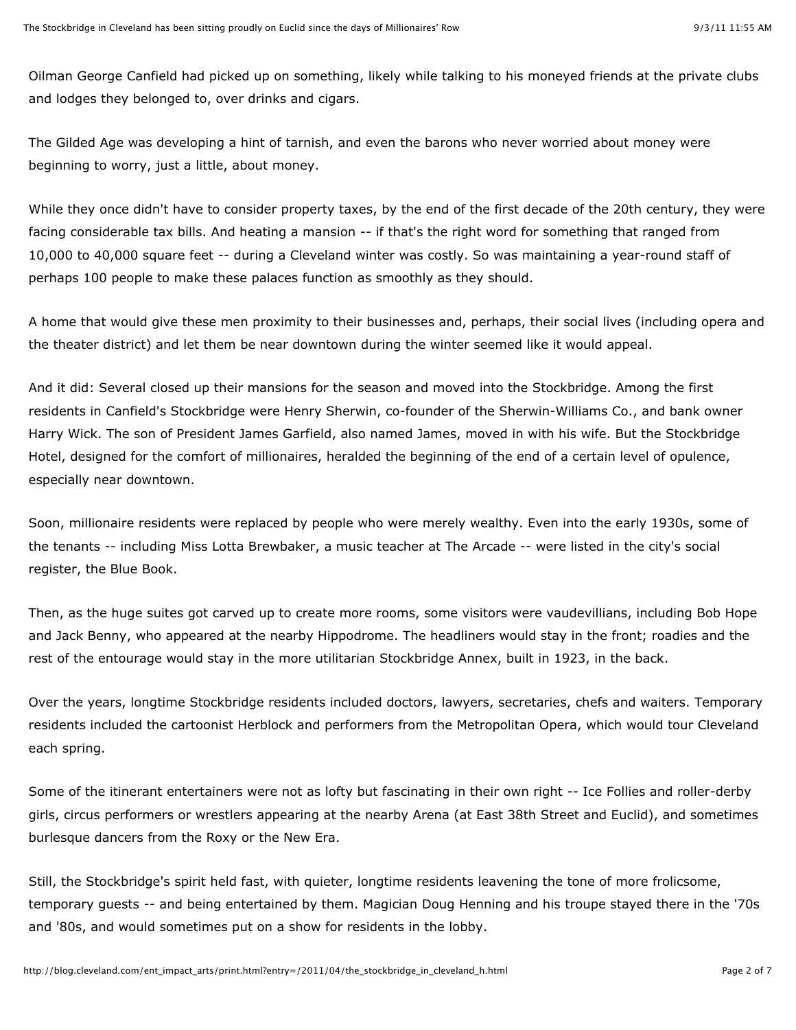Oilman George Canfield had picked up on something, likely while talking to his moneyed friends at the private clubs and lodges they belonged to, over drinks and cigars.

The Gilded Age was developing a hint of tarnish, and even the barons who never worried about money were beginning to worry, just a little, about money.

While they once didn't have to consider property taxes, by the end of the first decade of the 20th century, they were facing considerable tax bills. And heating a mansion -- if that's the right word for something that ranged from 10,000 to 40,000 square feet -- during a Cleveland winter was costly. So was maintaining a year-round staff of perhaps 100 people to make these palaces function as smoothly as they should.

A home that would give these men proximity to their businesses and, perhaps, their social lives (including opera and the theater district) and let them be near downtown during the winter seemed like it would appeal.

And it did: Several closed up their mansions for the season and moved into the Stockbridge. Among the first residents in Canfield's Stockbridge were Henry Sherwin, co-founder of the Sherwin-Williams Co., and bank owner Harry Wick. The son of President James Garfield, also named James, moved in with his wife. But the Stockbridge Hotel, designed for the comfort of millionaires, heralded the beginning of the end of a certain level of opulence, especially near downtown.

Soon, millionaire residents were replaced by people who were merely wealthy. Even into the early 1930s, some of the tenants -- including Miss Lotta Brewbaker, a music teacher at The Arcade -- were listed in the city's social register, the Blue Book.

Then, as the huge suites got carved up to create more rooms, some visitors were vaudevillians, including Bob Hope and Jack Benny, who appeared at the nearby Hippodrome. The headliners would stay in the front; roadies and the rest of the entourage would stay in the more utilitarian Stockbridge Annex, built in 1923, in the back.

Over the years, longtime Stockbridge residents included doctors, lawyers, secretaries, chefs and waiters. Temporary residents included the cartoonist Herblock and performers from the Metropolitan Opera, which would tour Cleveland each spring.

Some of the itinerant entertainers were not as lofty but fascinating in their own right -- Ice Follies and roller-derby girls, circus performers or wrestlers appearing at the nearby Arena (at East 38th Street and Euclid), and sometimes burlesque dancers from the Roxy or the New Era.

Still, the Stockbridge's spirit held fast, with quieter, longtime residents leavening the tone of more frolicsome, temporary guests -- and being entertained by them. Magician Doug Henning and his troupe stayed there in the '70s and '80s, and would sometimes put on a show for residents in the lobby.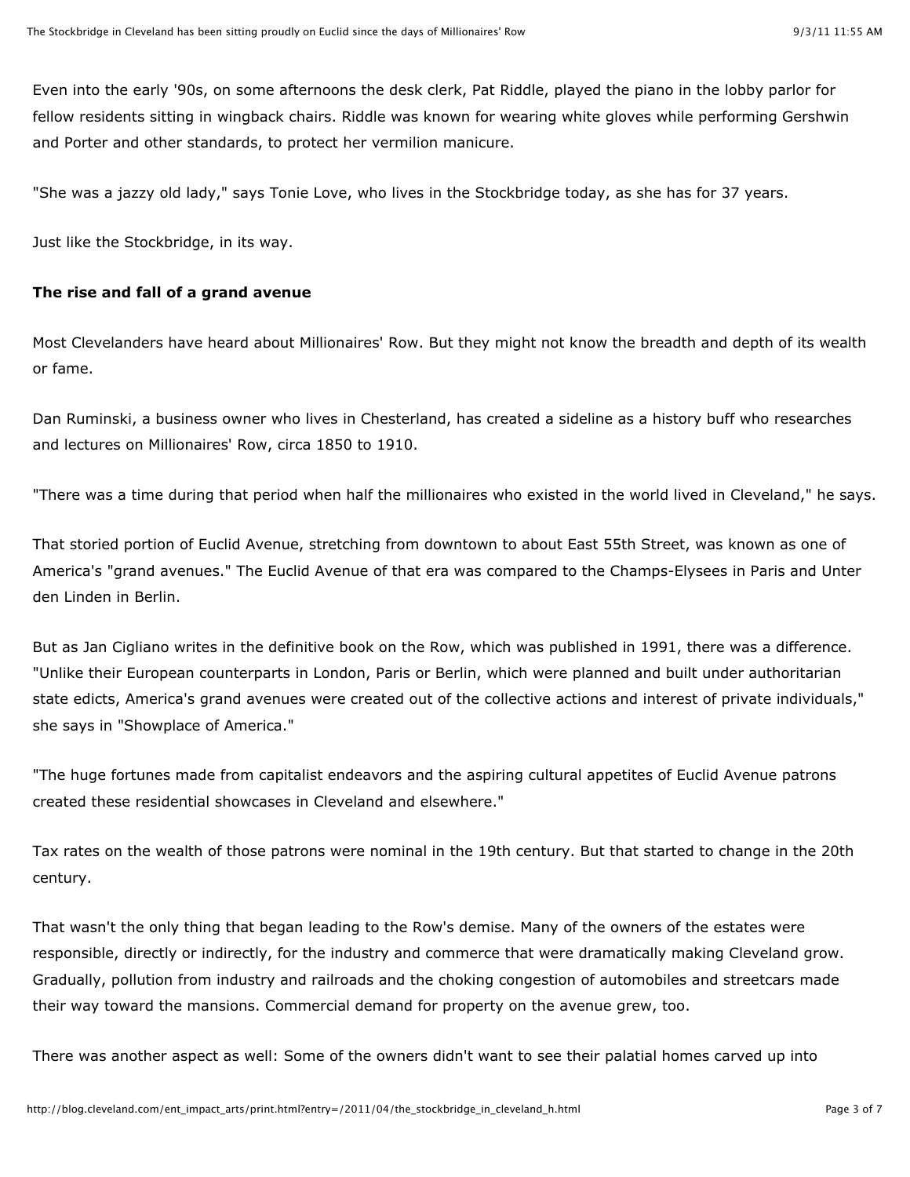Even into the early '90s, on some afternoons the desk clerk, Pat Riddle, played the piano in the lobby parlor for fellow residents sitting in wingback chairs. Riddle was known for wearing white gloves while performing Gershwin and Porter and other standards, to protect her vermilion manicure.

"She was a jazzy old lady," says Tonie Love, who lives in the Stockbridge today, as she has for 37 years.

Just like the Stockbridge, in its way.

**The rise and fall of a grand avenue**

Most Clevelanders have heard about Millionaires' Row. But they might not know the breadth and depth of its wealth or fame.

Dan Ruminski, a business owner who lives in Chesterland, has created a sideline as a history buff who researches and lectures on Millionaires' Row, circa 1850 to 1910.

"There was a time during that period when half the millionaires who existed in the world lived in Cleveland," he says.

That storied portion of Euclid Avenue, stretching from downtown to about East 55th Street, was known as one of America's "grand avenues." The Euclid Avenue of that era was compared to the Champs-Elysees in Paris and Unter den Linden in Berlin.

But as Jan Cigliano writes in the definitive book on the Row, which was published in 1991, there was a difference. "Unlike their European counterparts in London, Paris or Berlin, which were planned and built under authoritarian state edicts, America's grand avenues were created out of the collective actions and interest of private individuals," she says in "Showplace of America."

"The huge fortunes made from capitalist endeavors and the aspiring cultural appetites of Euclid Avenue patrons created these residential showcases in Cleveland and elsewhere."

Tax rates on the wealth of those patrons were nominal in the 19th century. But that started to change in the 20th century.

That wasn't the only thing that began leading to the Row's demise. Many of the owners of the estates were responsible, directly or indirectly, for the industry and commerce that were dramatically making Cleveland grow. Gradually, pollution from industry and railroads and the choking congestion of automobiles and streetcars made their way toward the mansions. Commercial demand for property on the avenue grew, too.

There was another aspect as well: Some of the owners didn't want to see their palatial homes carved up into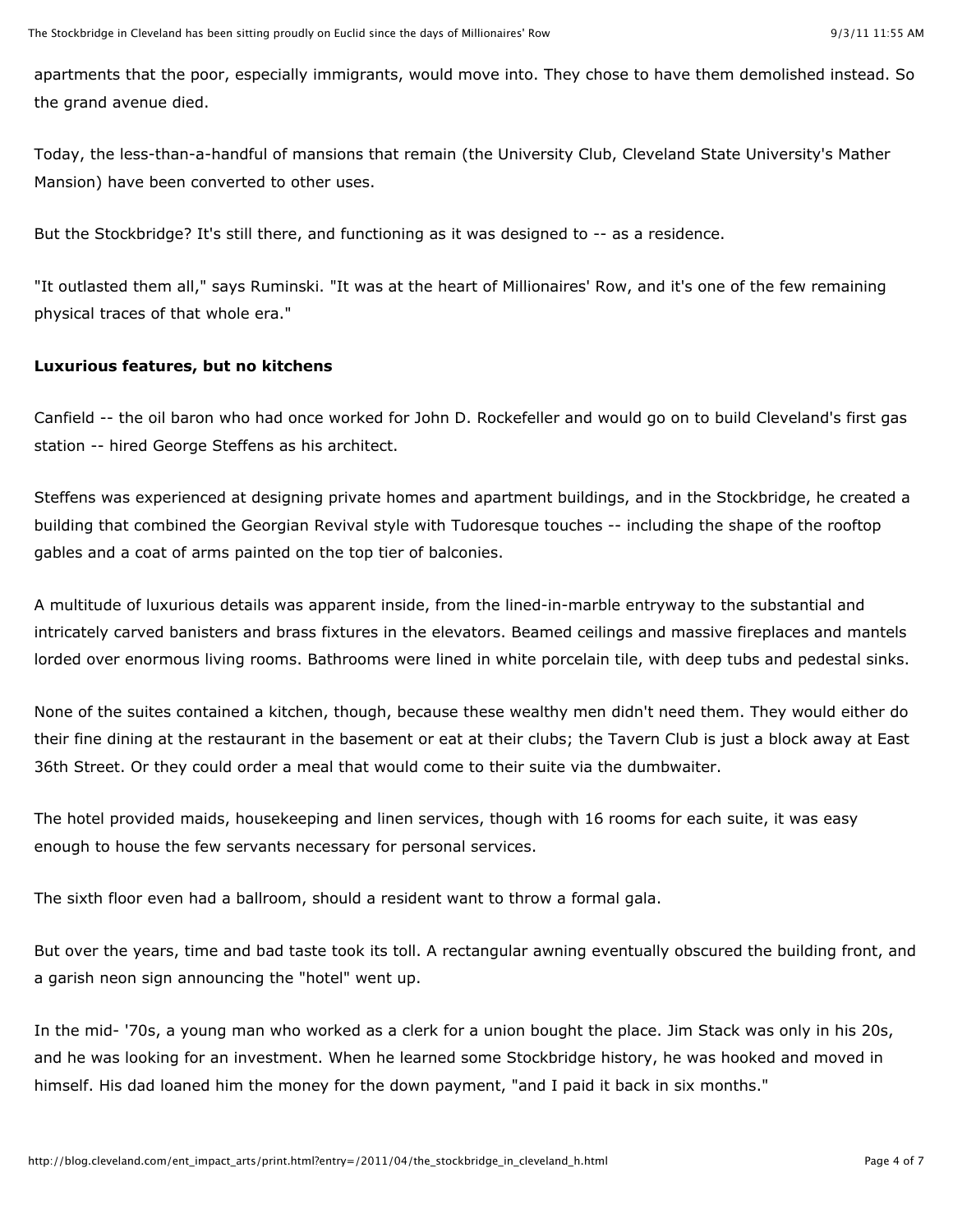apartments that the poor, especially immigrants, would move into. They chose to have them demolished instead. So the grand avenue died.

Today, the less-than-a-handful of mansions that remain (the University Club, Cleveland State University's Mather Mansion) have been converted to other uses.

But the Stockbridge? It's still there, and functioning as it was designed to -- as a residence.

"It outlasted them all," says Ruminski. "It was at the heart of Millionaires' Row, and it's one of the few remaining physical traces of that whole era."

**Luxurious features, but no kitchens**

Canfield -- the oil baron who had once worked for John D. Rockefeller and would go on to build Cleveland's first gas station -- hired George Steffens as his architect.

Steffens was experienced at designing private homes and apartment buildings, and in the Stockbridge, he created a building that combined the Georgian Revival style with Tudoresque touches -- including the shape of the rooftop gables and a coat of arms painted on the top tier of balconies.

A multitude of luxurious details was apparent inside, from the lined-in-marble entryway to the substantial and intricately carved banisters and brass fixtures in the elevators. Beamed ceilings and massive fireplaces and mantels lorded over enormous living rooms. Bathrooms were lined in white porcelain tile, with deep tubs and pedestal sinks.

None of the suites contained a kitchen, though, because these wealthy men didn't need them. They would either do their fine dining at the restaurant in the basement or eat at their clubs; the Tavern Club is just a block away at East 36th Street. Or they could order a meal that would come to their suite via the dumbwaiter.

The hotel provided maids, housekeeping and linen services, though with 16 rooms for each suite, it was easy enough to house the few servants necessary for personal services.

The sixth floor even had a ballroom, should a resident want to throw a formal gala.

But over the years, time and bad taste took its toll. A rectangular awning eventually obscured the building front, and a garish neon sign announcing the "hotel" went up.

In the mid- '70s, a young man who worked as a clerk for a union bought the place. Jim Stack was only in his 20s, and he was looking for an investment. When he learned some Stockbridge history, he was hooked and moved in himself. His dad loaned him the money for the down payment, "and I paid it back in six months."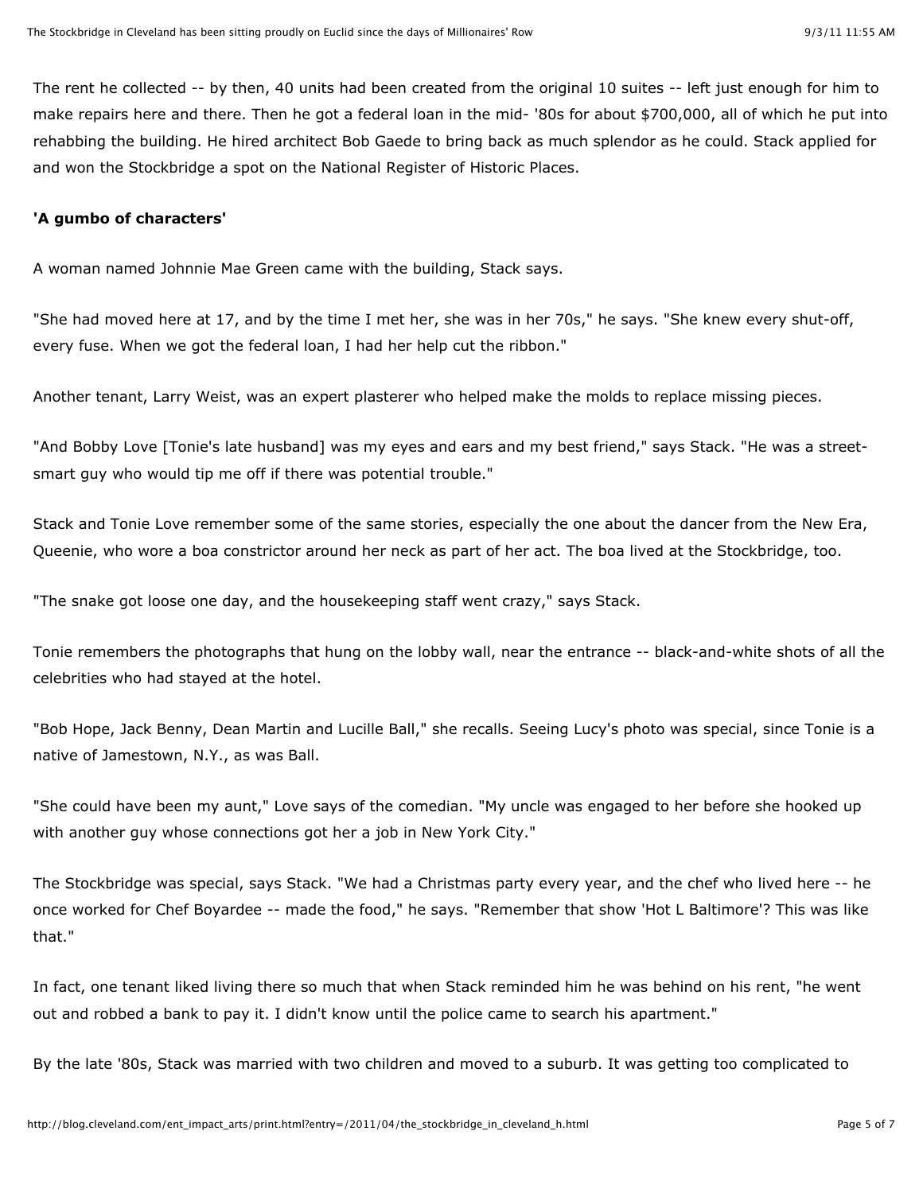The rent he collected -- by then, 40 units had been created from the original 10 suites -- left just enough for him to make repairs here and there. Then he got a federal loan in the mid- '80s for about $700,000, all of which he put into rehabbing the building. He hired architect Bob Gaede to bring back as much splendor as he could. Stack applied for and won the Stockbridge a spot on the National Register of Historic Places.

**'A gumbo of characters'**

A woman named Johnnie Mae Green came with the building, Stack says.

"She had moved here at 17, and by the time I met her, she was in her 70s," he says. "She knew every shut-off, every fuse. When we got the federal loan, I had her help cut the ribbon."

Another tenant, Larry Weist, was an expert plasterer who helped make the molds to replace missing pieces.

"And Bobby Love [Tonie's late husband] was my eyes and ears and my best friend," says Stack. "He was a street-smart guy who would tip me off if there was potential trouble."

Stack and Tonie Love remember some of the same stories, especially the one about the dancer from the New Era, Queenie, who wore a boa constrictor around her neck as part of her act. The boa lived at the Stockbridge, too.

"The snake got loose one day, and the housekeeping staff went crazy," says Stack.

Tonie remembers the photographs that hung on the lobby wall, near the entrance -- black-and-white shots of all the celebrities who had stayed at the hotel.

"Bob Hope, Jack Benny, Dean Martin and Lucille Ball," she recalls. Seeing Lucy's photo was special, since Tonie is a native of Jamestown, N.Y., as was Ball.

"She could have been my aunt," Love says of the comedian. "My uncle was engaged to her before she hooked up with another guy whose connections got her a job in New York City."

The Stockbridge was special, says Stack. "We had a Christmas party every year, and the chef who lived here -- he once worked for Chef Boyardee -- made the food," he says. "Remember that show 'Hot L Baltimore'? This was like that."

In fact, one tenant liked living there so much that when Stack reminded him he was behind on his rent, "he went out and robbed a bank to pay it. I didn't know until the police came to search his apartment."

By the late '80s, Stack was married with two children and moved to a suburb. It was getting too complicated to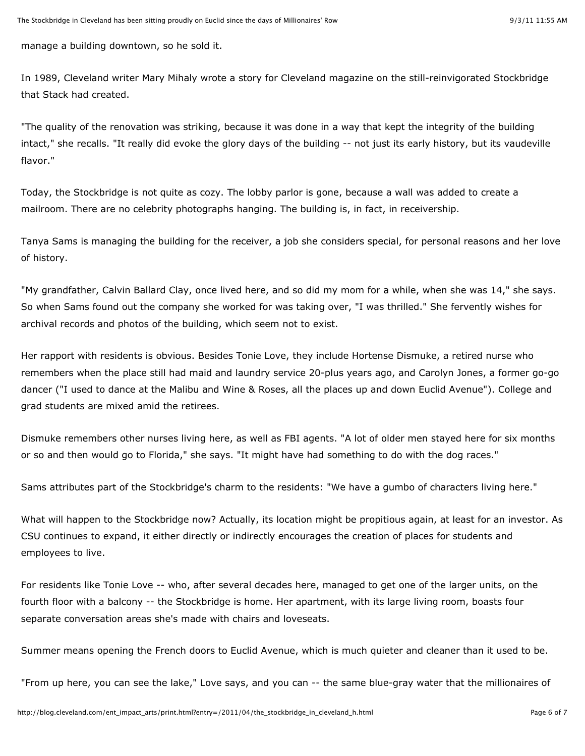manage a building downtown, so he sold it.

In 1989, Cleveland writer Mary Mihaly wrote a story for Cleveland magazine on the still-reinvigorated Stockbridge that Stack had created.

"The quality of the renovation was striking, because it was done in a way that kept the integrity of the building intact," she recalls. "It really did evoke the glory days of the building -- not just its early history, but its vaudeville flavor."

Today, the Stockbridge is not quite as cozy. The lobby parlor is gone, because a wall was added to create a mailroom. There are no celebrity photographs hanging. The building is, in fact, in receivership.

Tanya Sams is managing the building for the receiver, a job she considers special, for personal reasons and her love of history.

"My grandfather, Calvin Ballard Clay, once lived here, and so did my mom for a while, when she was 14," she says. So when Sams found out the company she worked for was taking over, "I was thrilled." She fervently wishes for archival records and photos of the building, which seem not to exist.

Her rapport with residents is obvious. Besides Tonie Love, they include Hortense Dismuke, a retired nurse who remembers when the place still had maid and laundry service 20-plus years ago, and Carolyn Jones, a former go-go dancer ("I used to dance at the Malibu and Wine & Roses, all the places up and down Euclid Avenue"). College and grad students are mixed amid the retirees.

Dismuke remembers other nurses living here, as well as FBI agents. "A lot of older men stayed here for six months or so and then would go to Florida," she says. "It might have had something to do with the dog races."

Sams attributes part of the Stockbridge's charm to the residents: "We have a gumbo of characters living here."

What will happen to the Stockbridge now? Actually, its location might be propitious again, at least for an investor. As CSU continues to expand, it either directly or indirectly encourages the creation of places for students and employees to live.

For residents like Tonie Love -- who, after several decades here, managed to get one of the larger units, on the fourth floor with a balcony -- the Stockbridge is home. Her apartment, with its large living room, boasts four separate conversation areas she's made with chairs and loveseats.

Summer means opening the French doors to Euclid Avenue, which is much quieter and cleaner than it used to be.

"From up here, you can see the lake," Love says, and you can -- the same blue-gray water that the millionaires of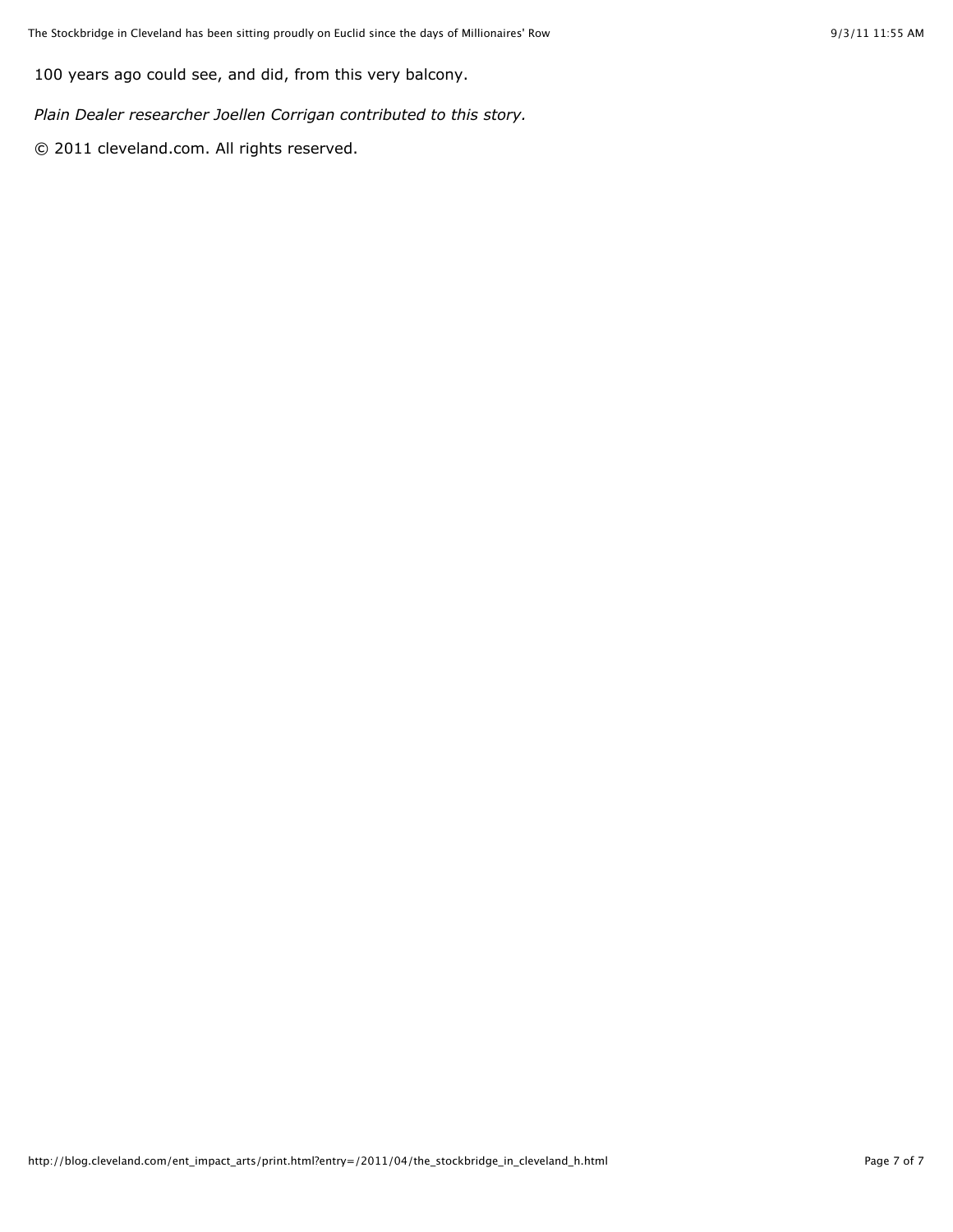100 years ago could see, and did, from this very balcony.

*Plain Dealer researcher Joellen Corrigan contributed to this story.*

© 2011 cleveland.com. All rights reserved.